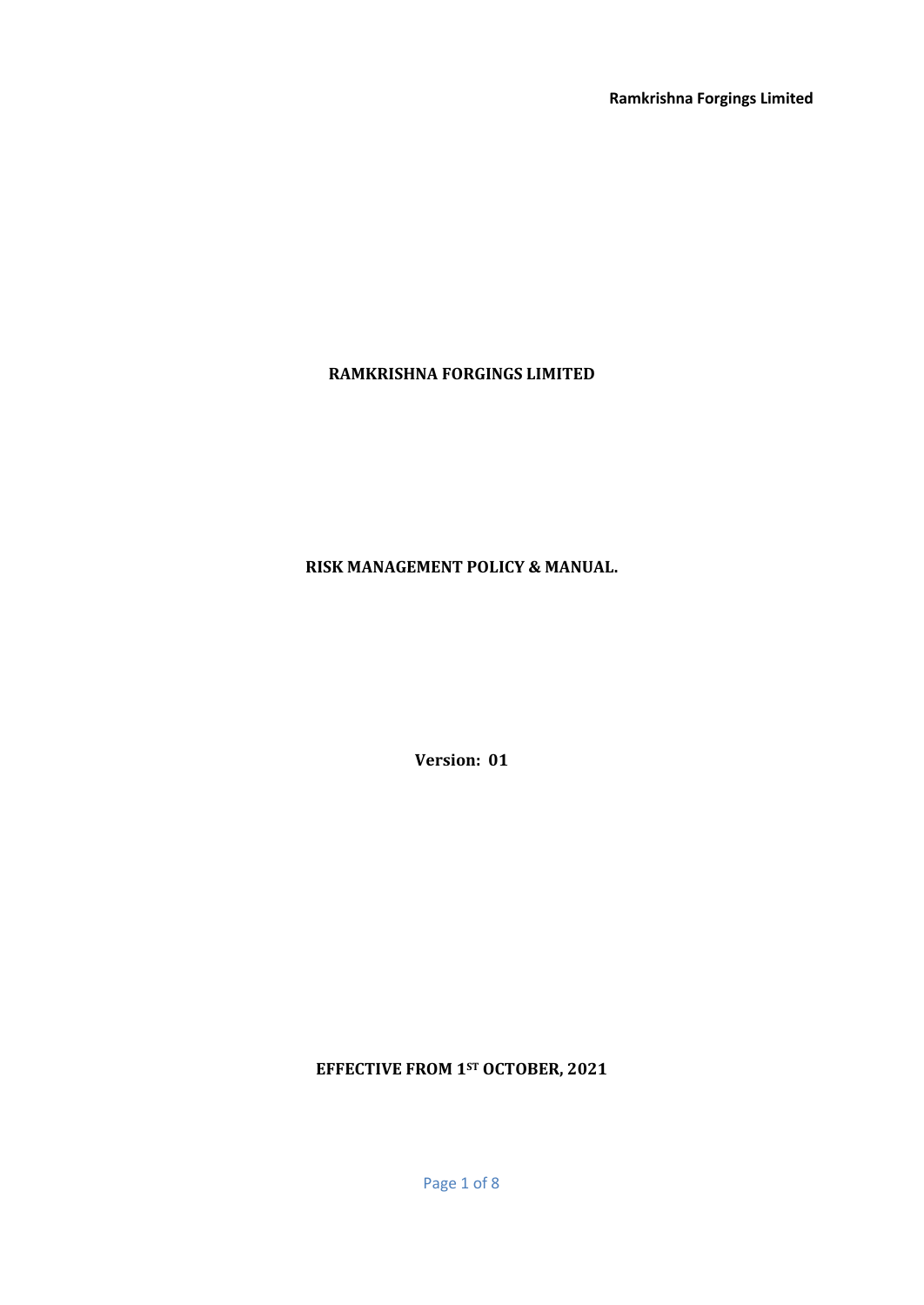# RAMKRISHNA FORGINGS LIMITED

## RISK MANAGEMENT POLICY & MANUAL.

**Version: 01**

**EFFECTIVE FROM 1ST OCTOBER, 2021**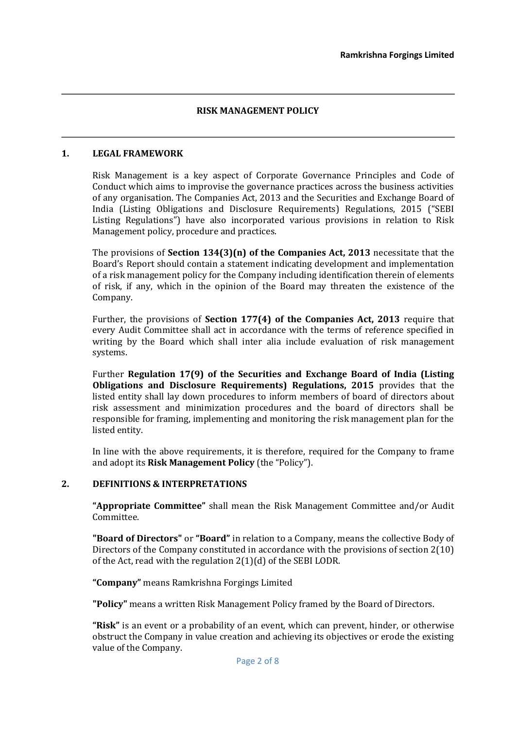## RISK MANAGEMENT POLICY

### 1. LEGAL FRAMEWORK

Risk Management is a key aspect of Corporate Governance Principles and Code of Conduct which aims to improvise the governance practices across the business activities of any organisation. The Companies Act, 2013 and the Securities and Exchange Board of India (Listing Obligations and Disclosure Requirements) Regulations, 2015 ("SEBI Listing Regulations") have also incorporated various provisions in relation to Risk Management policy, procedure and practices.

The provisions of **Section 134(3)(n) of the Companies Act, 2013** necessitate that the Board's Report should contain a statement indicating development and implementation of a risk management policy for the Company including identification therein of elements of risk, if any, which in the opinion of the Board may threaten the existence of the Company.

Further, the provisions of **Section 177(4) of the Companies Act, 2013** require that every Audit Committee shall act in accordance with the terms of reference specified in writing by the Board which shall inter alia include evaluation of risk management systems.

Further **Regulation 17(9) of the Securities and Exchange Board of India (Listing Obligations and Disclosure Requirements) Regulations, 2015** provides that the listed entity shall lay down procedures to inform members of board of directors about risk assessment and minimization procedures and the board of directors shall be responsible for framing, implementing and monitoring the risk management plan for the listed entity.

In line with the above requirements, it is therefore, required for the Company to frame and adopt its **Risk Management Policy** (the "Policy").

### 2. DEFINITIONS & INTERPRETATIONS

**"Appropriate Committee"** shall mean the Risk Management Committee and/or Audit Committee.

**"Board of Directors"** or **"Board"** in relation to a Company, means the collective Body of Directors of the Company constituted in accordance with the provisions of section 2(10) of the Act, read with the regulation 2(1)(d) of the SEBI LODR.

**"Company"** means Ramkrishna Forgings Limited

**"Policy"** means a written Risk Management Policy framed by the Board of Directors.

**"Risk"** is an event or a probability of an event, which can prevent, hinder, or otherwise obstruct the Company in value creation and achieving its objectives or erode the existing value of the Company.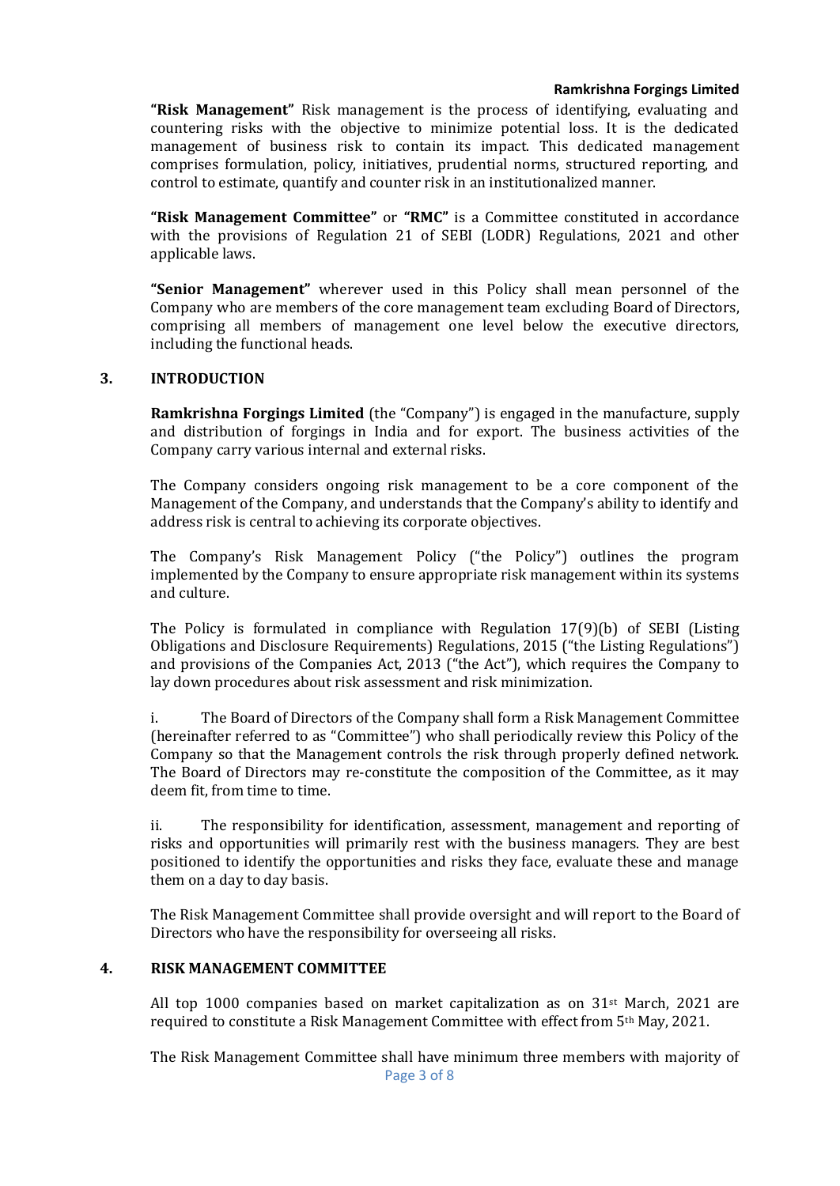**"Risk Management"** Risk management is the process of identifying, evaluating and countering risks with the objective to minimize potential loss. It is the dedicated management of business risk to contain its impact. This dedicated management comprises formulation, policy, initiatives, prudential norms, structured reporting, and control to estimate, quantify and counter risk in an institutionalized manner.

**"Risk Management Committee"** or **"RMC"** is a Committee constituted in accordance with the provisions of Regulation 21 of SEBI (LODR) Regulations, 2021 and other applicable laws.

**"Senior Management"** wherever used in this Policy shall mean personnel of the Company who are members of the core management team excluding Board of Directors, comprising all members of management one level below the executive directors, including the functional heads.

## 3. INTRODUCTION

**Ramkrishna Forgings Limited** (the "Company") is engaged in the manufacture, supply and distribution of forgings in India and for export. The business activities of the Company carry various internal and external risks.

The Company considers ongoing risk management to be a core component of the Management of the Company, and understands that the Company's ability to identify and address risk is central to achieving its corporate objectives.

The Company's Risk Management Policy ("the Policy") outlines the program implemented by the Company to ensure appropriate risk management within its systems and culture.

The Policy is formulated in compliance with Regulation 17(9)(b) of SEBI (Listing Obligations and Disclosure Requirements) Regulations, 2015 ("the Listing Regulations") and provisions of the Companies Act, 2013 ("the Act"), which requires the Company to lay down procedures about risk assessment and risk minimization.

i. The Board of Directors of the Company shall form a Risk Management Committee (hereinafter referred to as "Committee") who shall periodically review this Policy of the Company so that the Management controls the risk through properly defined network. The Board of Directors may re-constitute the composition of the Committee, as it may deem fit, from time to time.

ii. The responsibility for identification, assessment, management and reporting of risks and opportunities will primarily rest with the business managers. They are best positioned to identify the opportunities and risks they face, evaluate these and manage them on a day to day basis.

The Risk Management Committee shall provide oversight and will report to the Board of Directors who have the responsibility for overseeing all risks.

## 4. RISK MANAGEMENT COMMITTEE

All top 1000 companies based on market capitalization as on 31st March, 2021 are required to constitute a Risk Management Committee with effect from 5th May, 2021.

The Risk Management Committee shall have minimum three members with majority of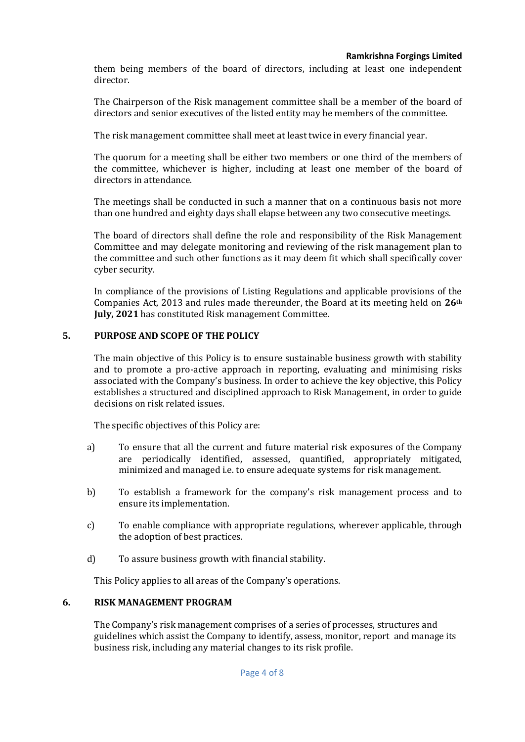them being members of the board of directors, including at least one independent director.

The Chairperson of the Risk management committee shall be a member of the board of directors and senior executives of the listed entity may be members of the committee.

The risk management committee shall meet at least twice in every financial year.

The quorum for a meeting shall be either two members or one third of the members of the committee, whichever is higher, including at least one member of the board of directors in attendance.

The meetings shall be conducted in such a manner that on a continuous basis not more than one hundred and eighty days shall elapse between any two consecutive meetings.

The board of directors shall define the role and responsibility of the Risk Management Committee and may delegate monitoring and reviewing of the risk management plan to the committee and such other functions as it may deem fit which shall specifically cover cyber security.

In compliance of the provisions of Listing Regulations and applicable provisions of the Companies Act, 2013 and rules made thereunder, the Board at its meeting held on **26th July, 2021** has constituted Risk management Committee.

## 5. PURPOSE AND SCOPE OF THE POLICY

The main objective of this Policy is to ensure sustainable business growth with stability and to promote a pro-active approach in reporting, evaluating and minimising risks associated with the Company's business. In order to achieve the key objective, this Policy establishes a structured and disciplined approach to Risk Management, in order to guide decisions on risk related issues.

The specific objectives of this Policy are:

a) To ensure that all the current and future material risk exposures of the Company are periodically identified, assessed, quantified, appropriately mitigated, minimized and managed i.e. to ensure adequate systems for risk management.

b) To establish a framework for the company's risk management process and to ensure its implementation.

c) To enable compliance with appropriate regulations, wherever applicable, through the adoption of best practices.

d) To assure business growth with financial stability.

This Policy applies to all areas of the Company's operations.

## 6. RISK MANAGEMENT PROGRAM

The Company's risk management comprises of a series of processes, structures and guidelines which assist the Company to identify, assess, monitor, report and manage its business risk, including any material changes to its risk profile.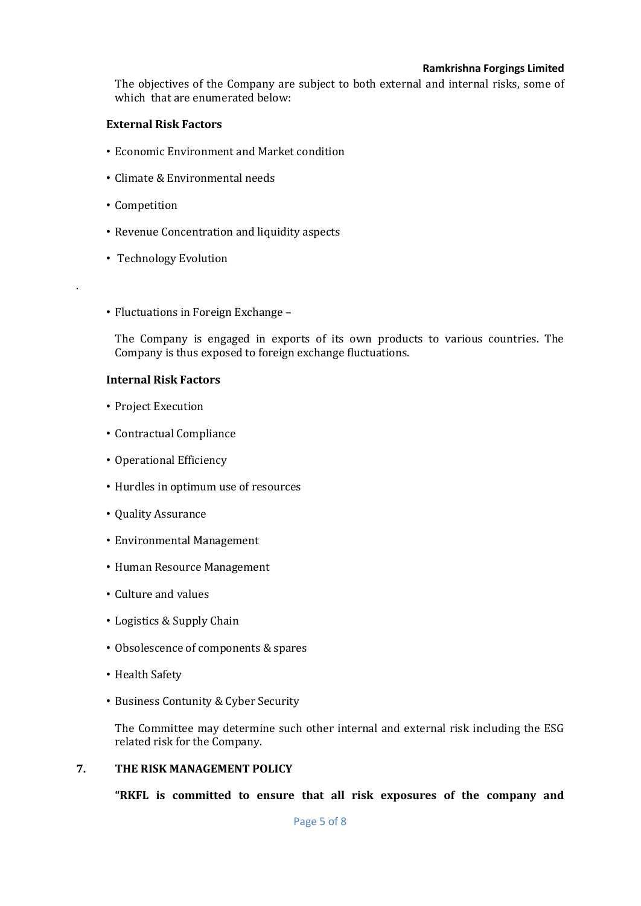The objectives of the Company are subject to both external and internal risks, some of which that are enumerated below:

**External Risk Factors**

- Economic Environment and Market condition
- Climate & Environmental needs
- Competition
- Revenue Concentration and liquidity aspects
- Technology Evolution

.

- Fluctuations in Foreign Exchange –

  The Company is engaged in exports of its own products to various countries. The Company is thus exposed to foreign exchange fluctuations.

**Internal Risk Factors**

- Project Execution
- Contractual Compliance
- Operational Efficiency
- Hurdles in optimum use of resources
- Quality Assurance
- Environmental Management
- Human Resource Management
- Culture and values
- Logistics & Supply Chain
- Obsolescence of components & spares
- Health Safety
- Business Contunity & Cyber Security

  The Committee may determine such other internal and external risk including the ESG related risk for the Company.

## 7. THE RISK MANAGEMENT POLICY

**"RKFL is committed to ensure that all risk exposures of the company and**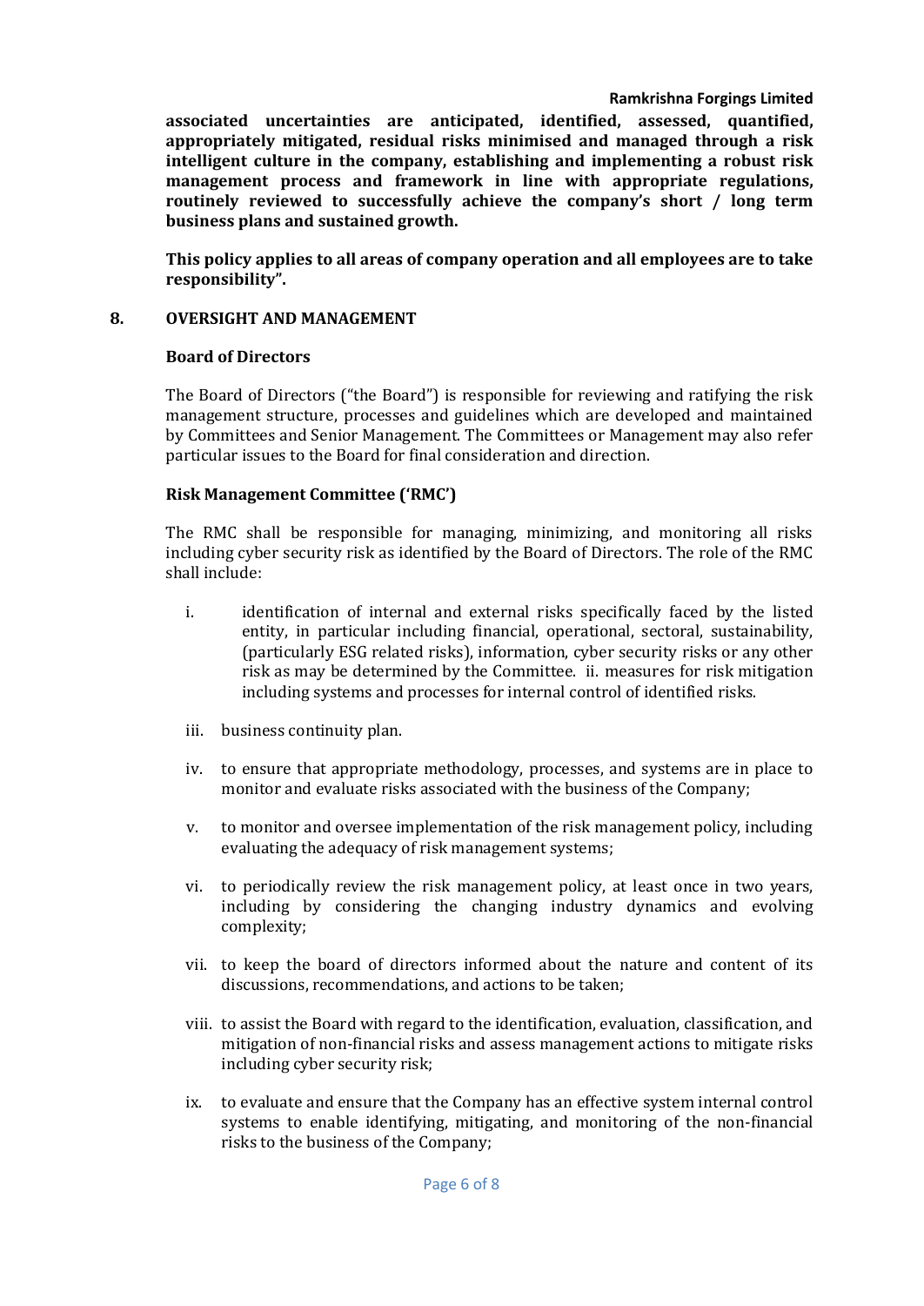**associated uncertainties are anticipated, identified, assessed, quantified, appropriately mitigated, residual risks minimised and managed through a risk intelligent culture in the company, establishing and implementing a robust risk management process and framework in line with appropriate regulations, routinely reviewed to successfully achieve the company's short / long term business plans and sustained growth.**

**This policy applies to all areas of company operation and all employees are to take responsibility".**

## 8. OVERSIGHT AND MANAGEMENT

### Board of Directors

The Board of Directors ("the Board") is responsible for reviewing and ratifying the risk management structure, processes and guidelines which are developed and maintained by Committees and Senior Management. The Committees or Management may also refer particular issues to the Board for final consideration and direction.

### Risk Management Committee ('RMC')

The RMC shall be responsible for managing, minimizing, and monitoring all risks including cyber security risk as identified by the Board of Directors. The role of the RMC shall include:

i. identification of internal and external risks specifically faced by the listed entity, in particular including financial, operational, sectoral, sustainability, (particularly ESG related risks), information, cyber security risks or any other risk as may be determined by the Committee. ii. measures for risk mitigation including systems and processes for internal control of identified risks.

iii. business continuity plan.

iv. to ensure that appropriate methodology, processes, and systems are in place to monitor and evaluate risks associated with the business of the Company;

v. to monitor and oversee implementation of the risk management policy, including evaluating the adequacy of risk management systems;

vi. to periodically review the risk management policy, at least once in two years, including by considering the changing industry dynamics and evolving complexity;

vii. to keep the board of directors informed about the nature and content of its discussions, recommendations, and actions to be taken;

viii. to assist the Board with regard to the identification, evaluation, classification, and mitigation of non-financial risks and assess management actions to mitigate risks including cyber security risk;

ix. to evaluate and ensure that the Company has an effective system internal control systems to enable identifying, mitigating, and monitoring of the non-financial risks to the business of the Company;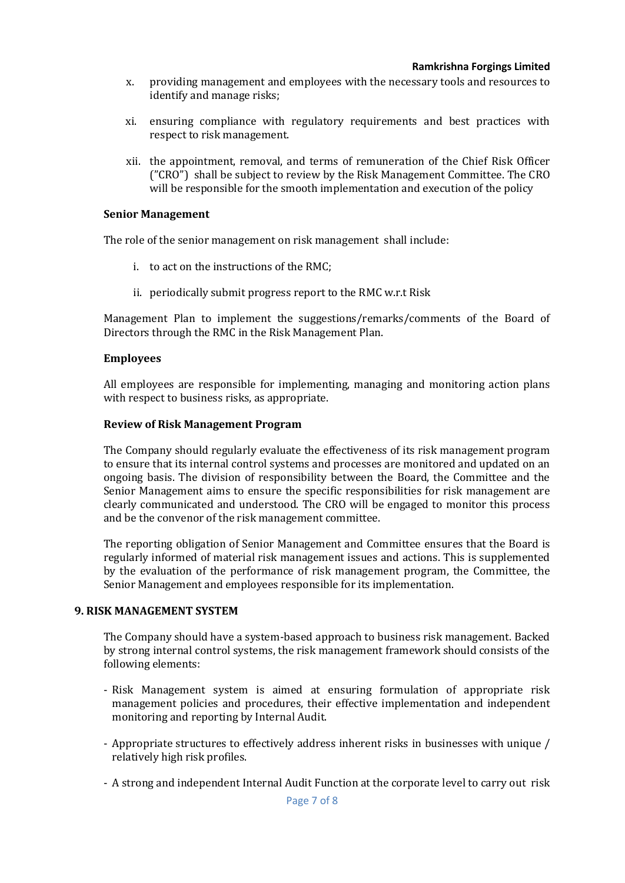x. providing management and employees with the necessary tools and resources to identify and manage risks;

xi. ensuring compliance with regulatory requirements and best practices with respect to risk management.

xii. the appointment, removal, and terms of remuneration of the Chief Risk Officer ("CRO") shall be subject to review by the Risk Management Committee. The CRO will be responsible for the smooth implementation and execution of the policy

**Senior Management**

The role of the senior management on risk management shall include:

i. to act on the instructions of the RMC;

ii. periodically submit progress report to the RMC w.r.t Risk

Management Plan to implement the suggestions/remarks/comments of the Board of Directors through the RMC in the Risk Management Plan.

**Employees**

All employees are responsible for implementing, managing and monitoring action plans with respect to business risks, as appropriate.

**Review of Risk Management Program**

The Company should regularly evaluate the effectiveness of its risk management program to ensure that its internal control systems and processes are monitored and updated on an ongoing basis. The division of responsibility between the Board, the Committee and the Senior Management aims to ensure the specific responsibilities for risk management are clearly communicated and understood. The CRO will be engaged to monitor this process and be the convenor of the risk management committee.

The reporting obligation of Senior Management and Committee ensures that the Board is regularly informed of material risk management issues and actions. This is supplemented by the evaluation of the performance of risk management program, the Committee, the Senior Management and employees responsible for its implementation.

## 9. RISK MANAGEMENT SYSTEM

The Company should have a system-based approach to business risk management. Backed by strong internal control systems, the risk management framework should consists of the following elements:

- Risk Management system is aimed at ensuring formulation of appropriate risk management policies and procedures, their effective implementation and independent monitoring and reporting by Internal Audit.
- Appropriate structures to effectively address inherent risks in businesses with unique / relatively high risk profiles.
- A strong and independent Internal Audit Function at the corporate level to carry out risk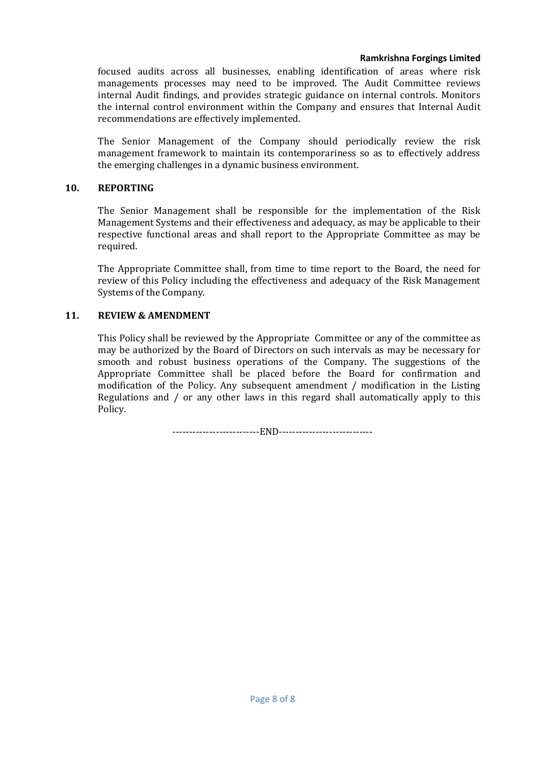focused audits across all businesses, enabling identification of areas where risk managements processes may need to be improved. The Audit Committee reviews internal Audit findings, and provides strategic guidance on internal controls. Monitors the internal control environment within the Company and ensures that Internal Audit recommendations are effectively implemented.

The Senior Management of the Company should periodically review the risk management framework to maintain its contemporariness so as to effectively address the emerging challenges in a dynamic business environment.

## 10. REPORTING

The Senior Management shall be responsible for the implementation of the Risk Management Systems and their effectiveness and adequacy, as may be applicable to their respective functional areas and shall report to the Appropriate Committee as may be required.

The Appropriate Committee shall, from time to time report to the Board, the need for review of this Policy including the effectiveness and adequacy of the Risk Management Systems of the Company.

## 11. REVIEW & AMENDMENT

This Policy shall be reviewed by the Appropriate Committee or any of the committee as may be authorized by the Board of Directors on such intervals as may be necessary for smooth and robust business operations of the Company. The suggestions of the Appropriate Committee shall be placed before the Board for confirmation and modification of the Policy. Any subsequent amendment / modification in the Listing Regulations and / or any other laws in this regard shall automatically apply to this Policy.

--------------------------END----------------------------